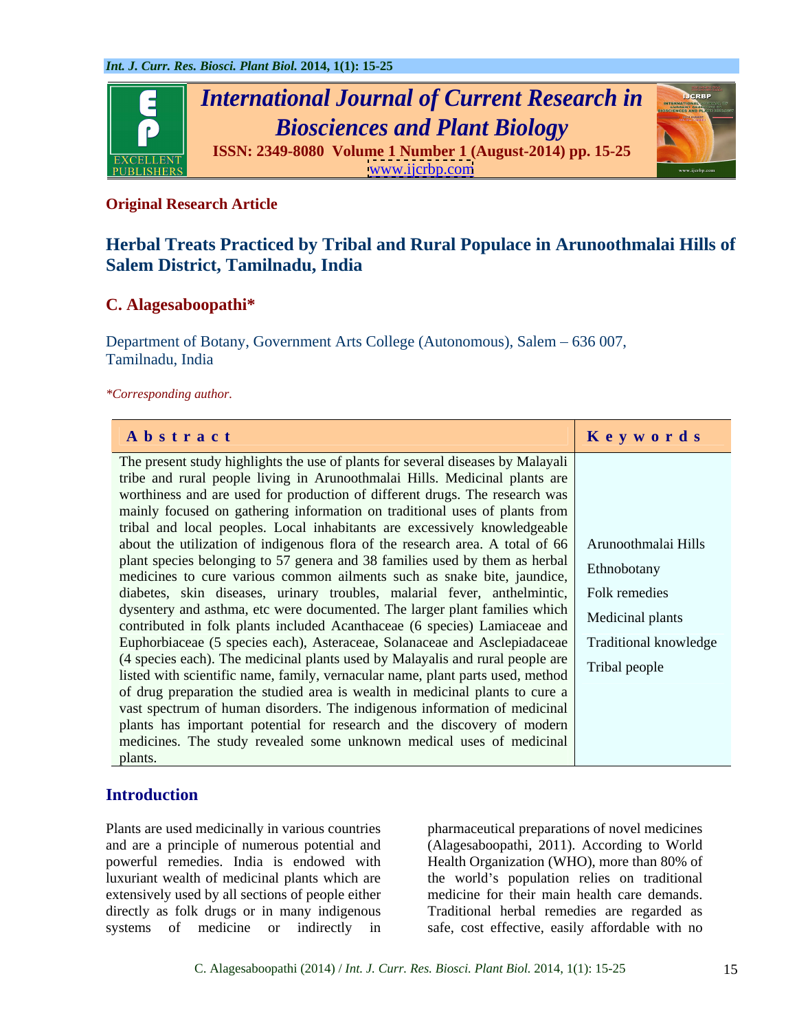Original Research Article

# Herbal Treats Practiced by Tribal and Rural Populace in Arunoothmalai Hills of Salem District, Tamilnadu, India

**C. Alagesaboopathi***

Department of Botany, Government Arts College (Autonomous), Salem – 636 007, Tamilnadu, India

*Corresponding author.

| Abstract | Keywords |
|---|---|
| The present study highlights the use of plants for several diseases by Malayali tribe and rural people living in Arunoothmalai Hills. Medicinal plants are worthiness and are used for production of different drugs. The research was mainly focused on gathering information on traditional uses of plants from tribal and local peoples. Local inhabitants are excessively knowledgeable about the utilization of indigenous flora of the research area. A total of 66 plant species belonging to 57 genera and 38 families used by them as herbal medicines to cure various common ailments such as snake bite, jaundice, diabetes, skin diseases, urinary troubles, malarial fever, anthelmintic, dysentery and asthma, etc were documented. The larger plant families which contributed in folk plants included Acanthaceae (6 species) Lamiaceae and Euphorbiaceae (5 species each), Asteraceae, Solanaceae and Asclepiadaceae (4 species each). The medicinal plants used by Malayalis and rural people are listed with scientific name, family, vernacular name, plant parts used, method of drug preparation the studied area is wealth in medicinal plants to cure a vast spectrum of human disorders. The indigenous information of medicinal plants has important potential for research and the discovery of modern medicines. The study revealed some unknown medical uses of medicinal plants. | Arunoothmalai Hills<br>Ethnobotany<br>Folk remedies<br>Medicinal plants<br>Traditional knowledge<br>Tribal people |

## Introduction

Plants are used medicinally in various countries and are a principle of numerous potential and powerful remedies. India is endowed with luxuriant wealth of medicinal plants which are extensively used by all sections of people either directly as folk drugs or in many indigenous systems of medicine or indirectly in pharmaceutical preparations of novel medicines (Alagesaboopathi, 2011). According to World Health Organization (WHO), more than 80% of the world's population relies on traditional medicine for their main health care demands. Traditional herbal remedies are regarded as safe, cost effective, easily affordable with no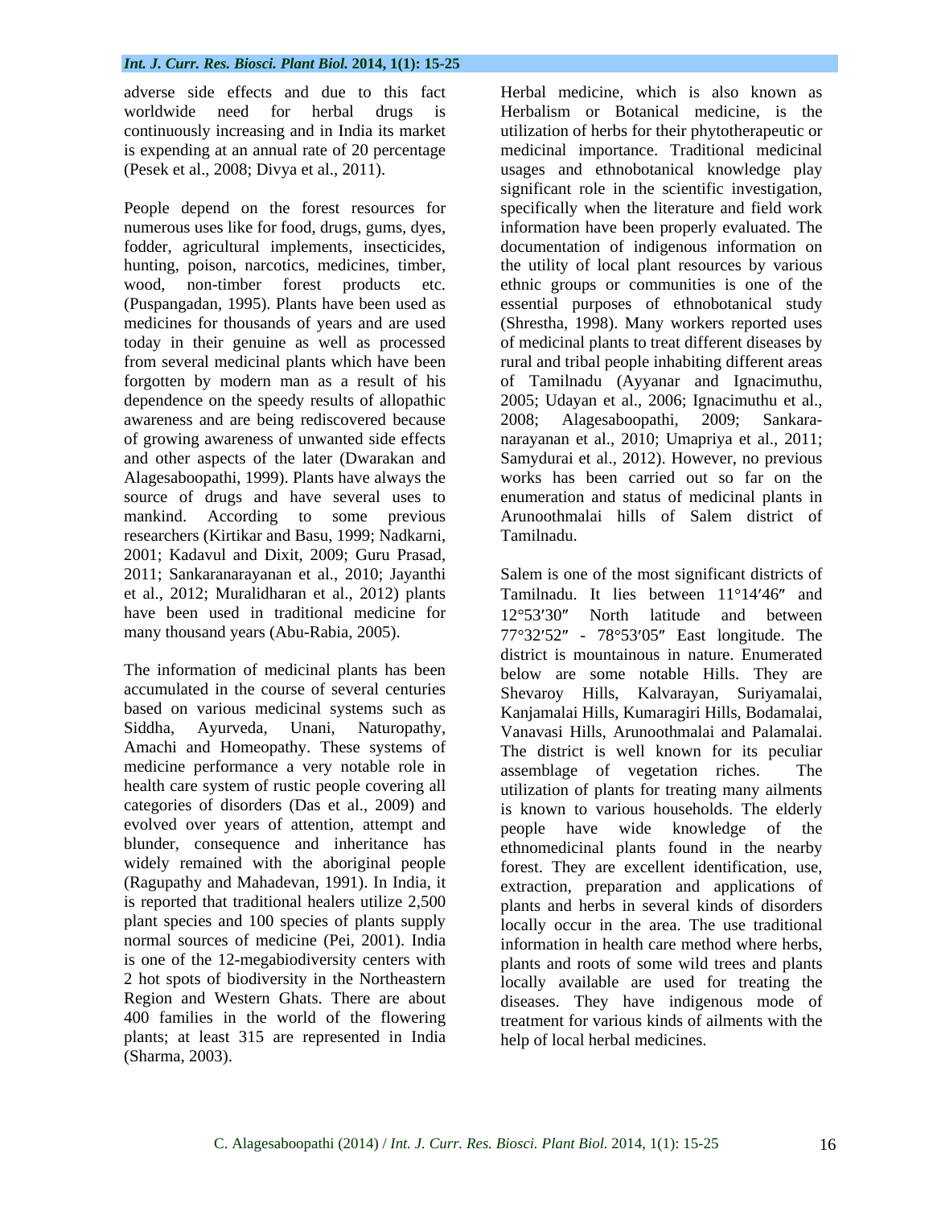adverse side effects and due to this fact worldwide need for herbal drugs is continuously increasing and in India its market is expending at an annual rate of 20 percentage (Pesek et al., 2008; Divya et al., 2011).

People depend on the forest resources for numerous uses like for food, drugs, gums, dyes, fodder, agricultural implements, insecticides, hunting, poison, narcotics, medicines, timber, wood, non-timber forest products etc. (Puspangadan, 1995). Plants have been used as medicines for thousands of years and are used today in their genuine as well as processed from several medicinal plants which have been forgotten by modern man as a result of his dependence on the speedy results of allopathic awareness and are being rediscovered because of growing awareness of unwanted side effects and other aspects of the later (Dwarakan and Alagesaboopathi, 1999). Plants have always the source of drugs and have several uses to mankind. According to some previous researchers (Kirtikar and Basu, 1999; Nadkarni, 2001; Kadavul and Dixit, 2009; Guru Prasad, 2011; Sankaranarayanan et al., 2010; Jayanthi et al., 2012; Muralidharan et al., 2012) plants have been used in traditional medicine for many thousand years (Abu-Rabia, 2005).

The information of medicinal plants has been accumulated in the course of several centuries based on various medicinal systems such as Siddha, Ayurveda, Unani, Naturopathy, Amachi and Homeopathy. These systems of medicine performance a very notable role in health care system of rustic people covering all categories of disorders (Das et al., 2009) and evolved over years of attention, attempt and blunder, consequence and inheritance has widely remained with the aboriginal people (Ragupathy and Mahadevan, 1991). In India, it is reported that traditional healers utilize 2,500 plant species and 100 species of plants supply normal sources of medicine (Pei, 2001). India is one of the 12-megabiodiversity centers with 2 hot spots of biodiversity in the Northeastern Region and Western Ghats. There are about 400 families in the world of the flowering plants; at least 315 are represented in India (Sharma, 2003).

Herbal medicine, which is also known as Herbalism or Botanical medicine, is the utilization of herbs for their phytotherapeutic or medicinal importance. Traditional medicinal usages and ethnobotanical knowledge play significant role in the scientific investigation, specifically when the literature and field work information have been properly evaluated. The documentation of indigenous information on the utility of local plant resources by various ethnic groups or communities is one of the essential purposes of ethnobotanical study (Shrestha, 1998). Many workers reported uses of medicinal plants to treat different diseases by rural and tribal people inhabiting different areas of Tamilnadu (Ayyanar and Ignacimuthu, 2005; Udayan et al., 2006; Ignacimuthu et al., 2008; Alagesaboopathi, 2009; Sankaranarayanan et al., 2010; Umapriya et al., 2011; Samydurai et al., 2012). However, no previous works has been carried out so far on the enumeration and status of medicinal plants in Arunoothmalai hills of Salem district of Tamilnadu.

Salem is one of the most significant districts of Tamilnadu. It lies between 11°14′46″ and 12°53′30″ North latitude and between 77°32′52″ - 78°53′05″ East longitude. The district is mountainous in nature. Enumerated below are some notable Hills. They are Shevaroy Hills, Kalvarayan, Suriyamalai, Kanjamalai Hills, Kumaragiri Hills, Bodamalai, Vanavasi Hills, Arunoothmalai and Palamalai. The district is well known for its peculiar assemblage of vegetation riches. The utilization of plants for treating many ailments is known to various households. The elderly people have wide knowledge of the ethnomedicinal plants found in the nearby forest. They are excellent identification, use, extraction, preparation and applications of plants and herbs in several kinds of disorders locally occur in the area. The use traditional information in health care method where herbs, plants and roots of some wild trees and plants locally available are used for treating the diseases. They have indigenous mode of treatment for various kinds of ailments with the help of local herbal medicines.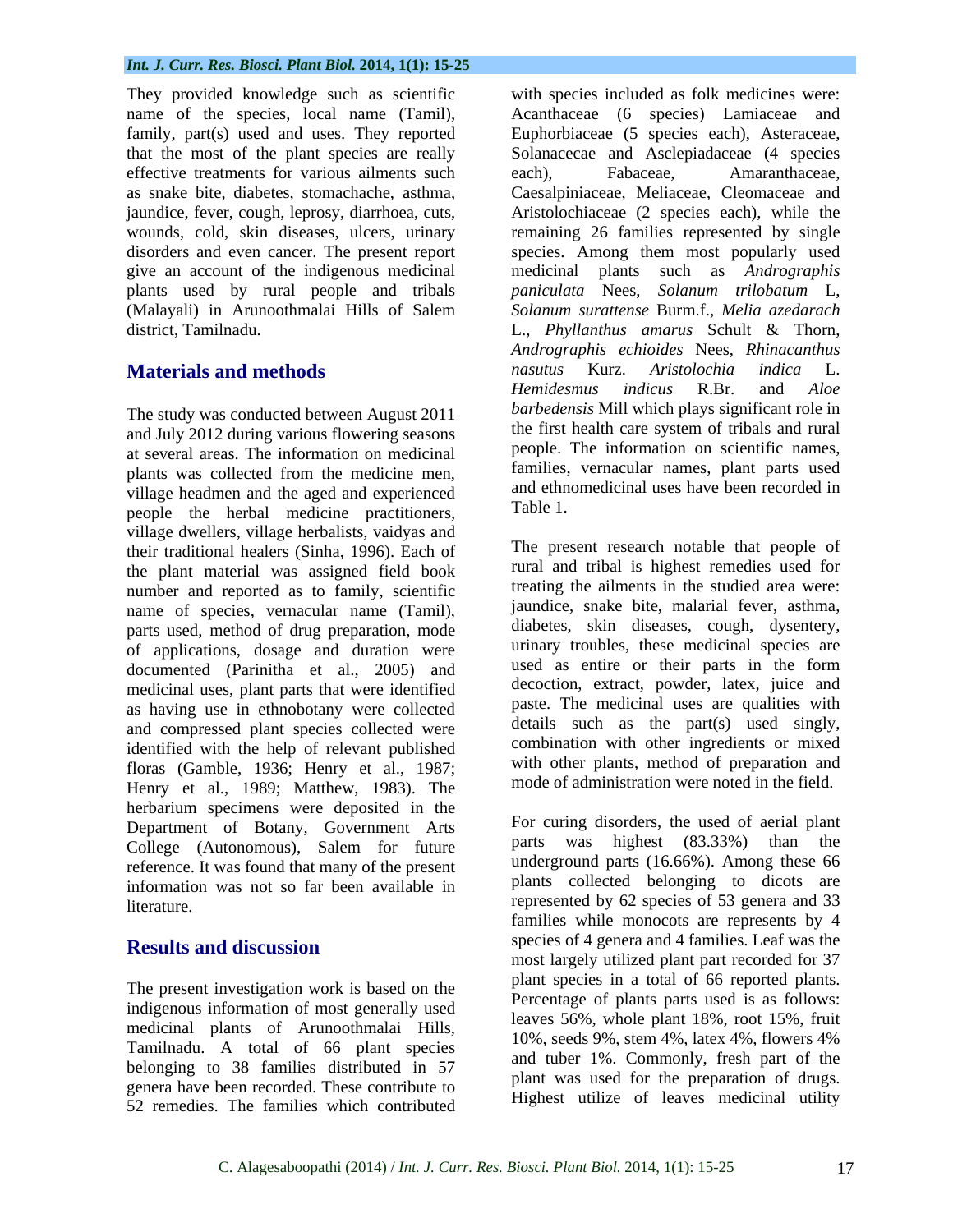They provided knowledge such as scientific name of the species, local name (Tamil), family, part(s) used and uses. They reported that the most of the plant species are really effective treatments for various ailments such as snake bite, diabetes, stomachache, asthma, jaundice, fever, cough, leprosy, diarrhoea, cuts, wounds, cold, skin diseases, ulcers, urinary disorders and even cancer. The present report give an account of the indigenous medicinal plants used by rural people and tribals (Malayali) in Arunoothmalai Hills of Salem district, Tamilnadu.

## Materials and methods

The study was conducted between August 2011 and July 2012 during various flowering seasons at several areas. The information on medicinal plants was collected from the medicine men, village headmen and the aged and experienced people the herbal medicine practitioners, village dwellers, village herbalists, vaidyas and their traditional healers (Sinha, 1996). Each of the plant material was assigned field book number and reported as to family, scientific name of species, vernacular name (Tamil), parts used, method of drug preparation, mode of applications, dosage and duration were documented (Parinitha et al., 2005) and medicinal uses, plant parts that were identified as having use in ethnobotany were collected and compressed plant species collected were identified with the help of relevant published floras (Gamble, 1936; Henry et al., 1987; Henry et al., 1989; Matthew, 1983). The herbarium specimens were deposited in the Department of Botany, Government Arts College (Autonomous), Salem for future reference. It was found that many of the present information was not so far been available in literature.

## Results and discussion

The present investigation work is based on the indigenous information of most generally used medicinal plants of Arunoothmalai Hills, Tamilnadu. A total of 66 plant species belonging to 38 families distributed in 57 genera have been recorded. These contribute to 52 remedies. The families which contributed with species included as folk medicines were: Acanthaceae (6 species) Lamiaceae and Euphorbiaceae (5 species each), Asteraceae, Solanacecae and Asclepiadaceae (4 species each), Fabaceae, Amaranthaceae, Caesalpiniaceae, Meliaceae, Cleomaceae and Aristolochiaceae (2 species each), while the remaining 26 families represented by single species. Among them most popularly used medicinal plants such as *Andrographis paniculata* Nees, *Solanum trilobatum* L, *Solanum surattense* Burm.f., *Melia azedarach* L., *Phyllanthus amarus* Schult & Thorn, *Andrographis echioides* Nees, *Rhinacanthus nasutus* Kurz. *Aristolochia indica* L. *Hemidesmus indicus* R.Br. and *Aloe barbedensis* Mill which plays significant role in the first health care system of tribals and rural people. The information on scientific names, families, vernacular names, plant parts used and ethnomedicinal uses have been recorded in Table 1.

The present research notable that people of rural and tribal is highest remedies used for treating the ailments in the studied area were: jaundice, snake bite, malarial fever, asthma, diabetes, skin diseases, cough, dysentery, urinary troubles, these medicinal species are used as entire or their parts in the form decoction, extract, powder, latex, juice and paste. The medicinal uses are qualities with details such as the part(s) used singly, combination with other ingredients or mixed with other plants, method of preparation and mode of administration were noted in the field.

For curing disorders, the used of aerial plant parts was highest (83.33%) than the underground parts (16.66%). Among these 66 plants collected belonging to dicots are represented by 62 species of 53 genera and 33 families while monocots are represents by 4 species of 4 genera and 4 families. Leaf was the most largely utilized plant part recorded for 37 plant species in a total of 66 reported plants. Percentage of plants parts used is as follows: leaves 56%, whole plant 18%, root 15%, fruit 10%, seeds 9%, stem 4%, latex 4%, flowers 4% and tuber 1%. Commonly, fresh part of the plant was used for the preparation of drugs. Highest utilize of leaves medicinal utility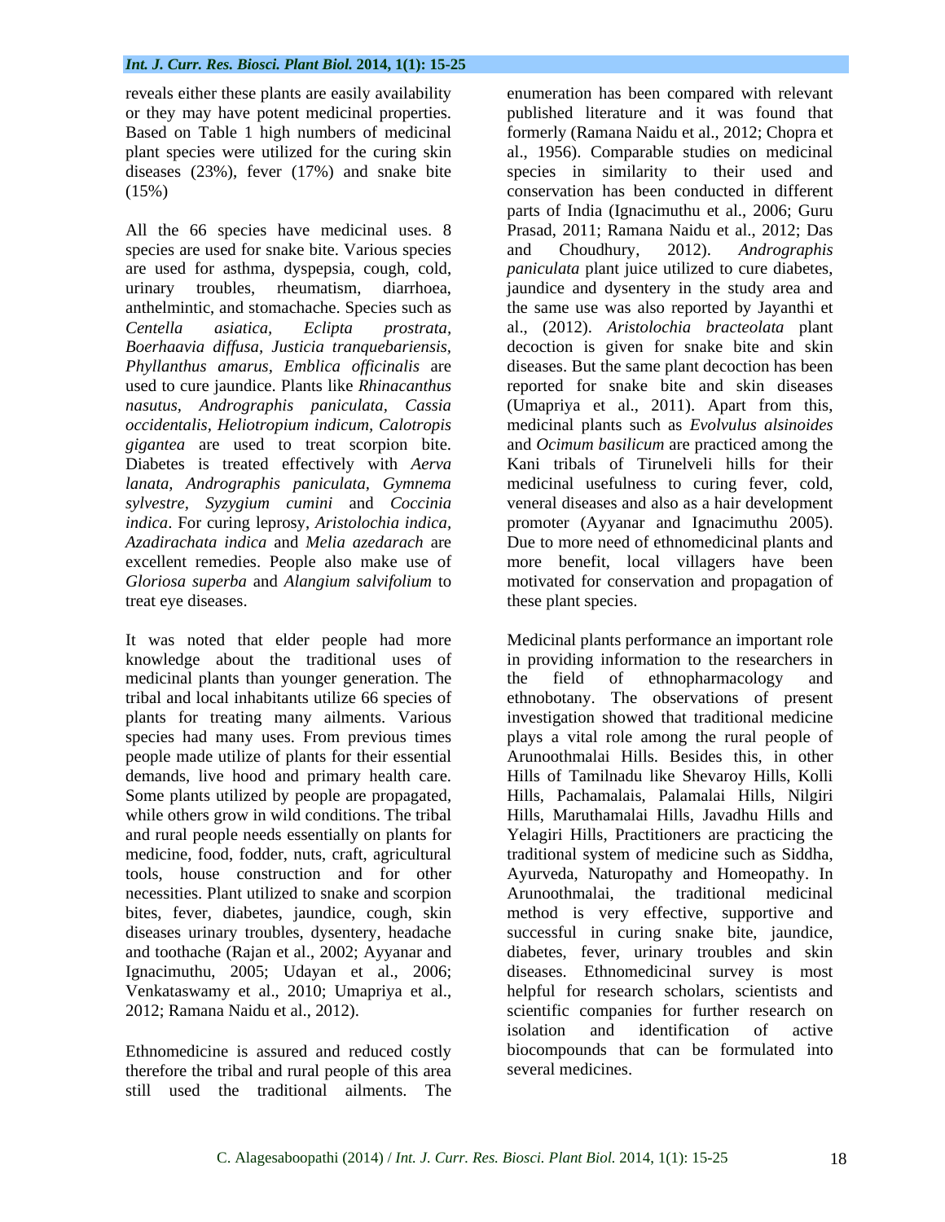reveals either these plants are easily availability or they may have potent medicinal properties. Based on Table 1 high numbers of medicinal plant species were utilized for the curing skin diseases (23%), fever (17%) and snake bite (15%)

All the 66 species have medicinal uses. 8 species are used for snake bite. Various species are used for asthma, dyspepsia, cough, cold, urinary troubles, rheumatism, diarrhoea, anthelmintic, and stomachache. Species such as *Centella asiatica*, *Eclipta prostrata*, *Boerhaavia diffusa*, *Justicia tranquebariensis*, *Phyllanthus amarus*, *Emblica officinalis* are used to cure jaundice. Plants like *Rhinacanthus nasutus*, *Andrographis paniculata*, *Cassia occidentalis*, *Heliotropium indicum*, *Calotropis gigantea* are used to treat scorpion bite. Diabetes is treated effectively with *Aerva lanata*, *Andrographis paniculata*, *Gymnema sylvestre*, *Syzygium cumini* and *Coccinia indica*. For curing leprosy, *Aristolochia indica*, *Azadirachata indica* and *Melia azedarach* are excellent remedies. People also make use of *Gloriosa superba* and *Alangium salvifolium* to treat eye diseases.

It was noted that elder people had more knowledge about the traditional uses of medicinal plants than younger generation. The tribal and local inhabitants utilize 66 species of plants for treating many ailments. Various species had many uses. From previous times people made utilize of plants for their essential demands, live hood and primary health care. Some plants utilized by people are propagated, while others grow in wild conditions. The tribal and rural people needs essentially on plants for medicine, food, fodder, nuts, craft, agricultural tools, house construction and for other necessities. Plant utilized to snake and scorpion bites, fever, diabetes, jaundice, cough, skin diseases urinary troubles, dysentery, headache and toothache (Rajan et al., 2002; Ayyanar and Ignacimuthu, 2005; Udayan et al., 2006; Venkataswamy et al., 2010; Umapriya et al., 2012; Ramana Naidu et al., 2012).

Ethnomedicine is assured and reduced costly therefore the tribal and rural people of this area still used the traditional ailments. The enumeration has been compared with relevant published literature and it was found that formerly (Ramana Naidu et al., 2012; Chopra et al., 1956). Comparable studies on medicinal species in similarity to their used and conservation has been conducted in different parts of India (Ignacimuthu et al., 2006; Guru Prasad, 2011; Ramana Naidu et al., 2012; Das and Choudhury, 2012). *Andrographis paniculata* plant juice utilized to cure diabetes, jaundice and dysentery in the study area and the same use was also reported by Jayanthi et al., (2012). *Aristolochia bracteolata* plant decoction is given for snake bite and skin diseases. But the same plant decoction has been reported for snake bite and skin diseases (Umapriya et al., 2011). Apart from this, medicinal plants such as *Evolvulus alsinoides* and *Ocimum basilicum* are practiced among the Kani tribals of Tirunelveli hills for their medicinal usefulness to curing fever, cold, veneral diseases and also as a hair development promoter (Ayyanar and Ignacimuthu 2005). Due to more need of ethnomedicinal plants and more benefit, local villagers have been motivated for conservation and propagation of these plant species.

Medicinal plants performance an important role in providing information to the researchers in the field of ethnopharmacology and ethnobotany. The observations of present investigation showed that traditional medicine plays a vital role among the rural people of Arunoothmalai Hills. Besides this, in other Hills of Tamilnadu like Shevaroy Hills, Kolli Hills, Pachamalais, Palamalai Hills, Nilgiri Hills, Maruthamalai Hills, Javadhu Hills and Yelagiri Hills, Practitioners are practicing the traditional system of medicine such as Siddha, Ayurveda, Naturopathy and Homeopathy. In Arunoothmalai, the traditional medicinal method is very effective, supportive and successful in curing snake bite, jaundice, diabetes, fever, urinary troubles and skin diseases. Ethnomedicinal survey is most helpful for research scholars, scientists and scientific companies for further research on isolation and identification of active biocompounds that can be formulated into several medicines.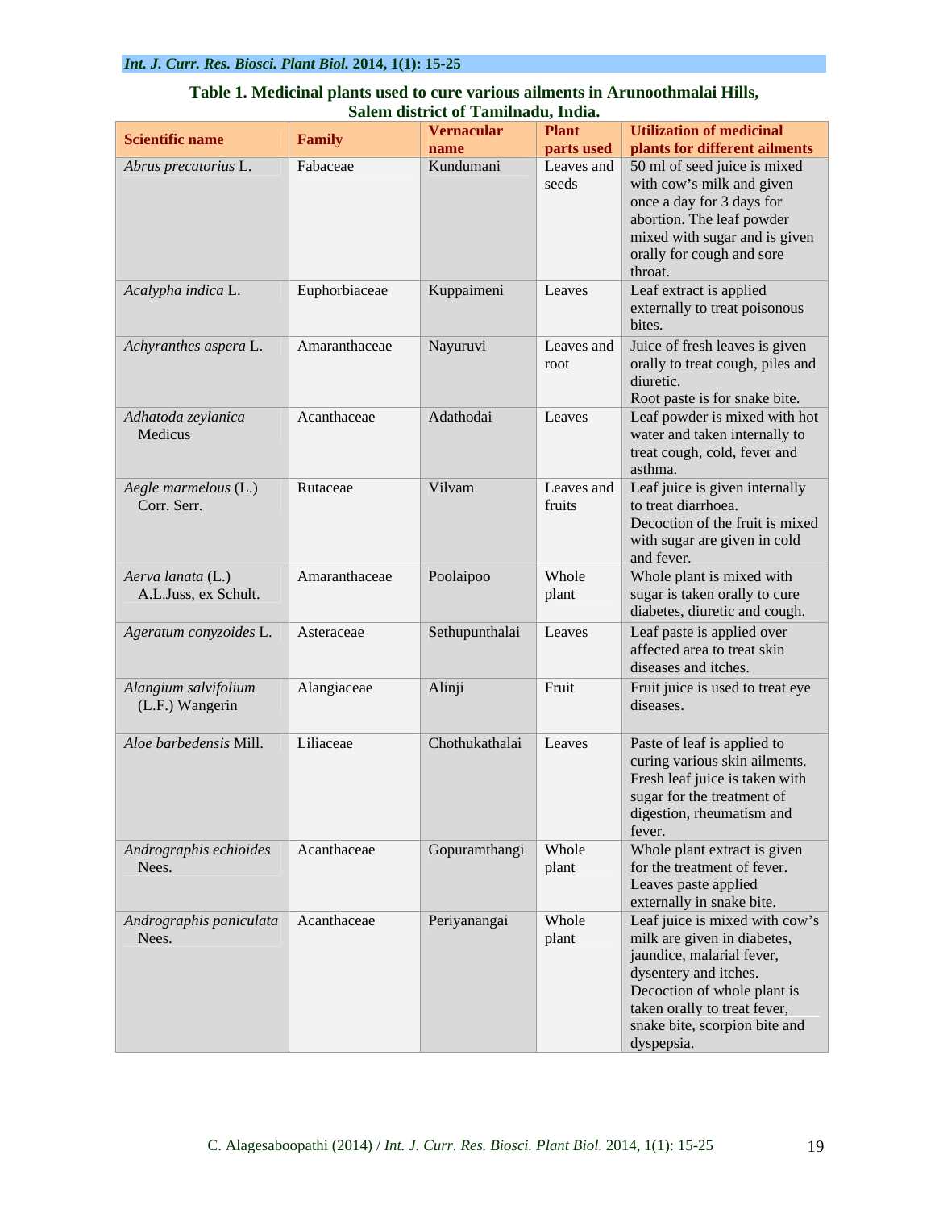**Table 1. Medicinal plants used to cure various ailments in Arunoothmalai Hills, Salem district of Tamilnadu, India.**

| Scientific name | Family | Vernacular name | Plant parts used | Utilization of medicinal plants for different ailments |
|---|---|---|---|---|
| *Abrus precatorius* L. | Fabaceae | Kundumani | Leaves and seeds | 50 ml of seed juice is mixed with cow's milk and given once a day for 3 days for abortion. The leaf powder mixed with sugar and is given orally for cough and sore throat. |
| *Acalypha indica* L. | Euphorbiaceae | Kuppaimeni | Leaves | Leaf extract is applied externally to treat poisonous bites. |
| *Achyranthes aspera* L. | Amaranthaceae | Nayuruvi | Leaves and root | Juice of fresh leaves is given orally to treat cough, piles and diuretic. Root paste is for snake bite. |
| *Adhatoda zeylanica* Medicus | Acanthaceae | Adathodai | Leaves | Leaf powder is mixed with hot water and taken internally to treat cough, cold, fever and asthma. |
| *Aegle marmelous* (L.) Corr. Serr. | Rutaceae | Vilvam | Leaves and fruits | Leaf juice is given internally to treat diarrhoea. Decoction of the fruit is mixed with sugar are given in cold and fever. |
| *Aerva lanata* (L.) A.L.Juss, ex Schult. | Amaranthaceae | Poolaipoo | Whole plant | Whole plant is mixed with sugar is taken orally to cure diabetes, diuretic and cough. |
| *Ageratum conyzoides* L. | Asteraceae | Sethupunthalai | Leaves | Leaf paste is applied over affected area to treat skin diseases and itches. |
| *Alangium salvifolium* (L.F.) Wangerin | Alangiaceae | Alinji | Fruit | Fruit juice is used to treat eye diseases. |
| *Aloe barbedensis* Mill. | Liliaceae | Chothukathalai | Leaves | Paste of leaf is applied to curing various skin ailments. Fresh leaf juice is taken with sugar for the treatment of digestion, rheumatism and fever. |
| *Andrographis echioides* Nees. | Acanthaceae | Gopuramthangi | Whole plant | Whole plant extract is given for the treatment of fever. Leaves paste applied externally in snake bite. |
| *Andrographis paniculata* Nees. | Acanthaceae | Periyanangai | Whole plant | Leaf juice is mixed with cow's milk are given in diabetes, jaundice, malarial fever, dysentery and itches. Decoction of whole plant is taken orally to treat fever, snake bite, scorpion bite and dyspepsia. |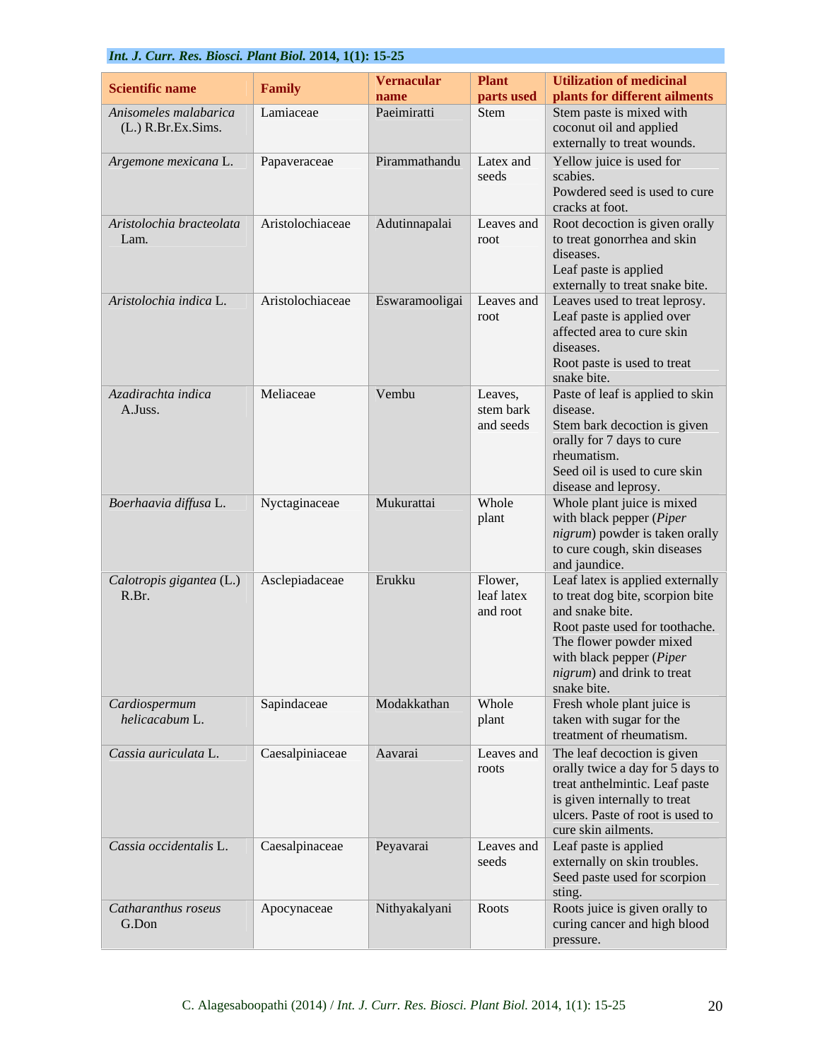| Scientific name | Family | Vernacular name | Plant parts used | Utilization of medicinal plants for different ailments |
|---|---|---|---|---|
| *Anisomeles malabarica* (L.) R.Br.Ex.Sims. | Lamiaceae | Paeimiratti | Stem | Stem paste is mixed with coconut oil and applied externally to treat wounds. |
| *Argemone mexicana* L. | Papaveraceae | Pirammathandu | Latex and seeds | Yellow juice is used for scabies. Powdered seed is used to cure cracks at foot. |
| *Aristolochia bracteolata* Lam. | Aristolochiaceae | Adutinnapalai | Leaves and root | Root decoction is given orally to treat gonorrhea and skin diseases. Leaf paste is applied externally to treat snake bite. |
| *Aristolochia indica* L. | Aristolochiaceae | Eswaramooligai | Leaves and root | Leaves used to treat leprosy. Leaf paste is applied over affected area to cure skin diseases. Root paste is used to treat snake bite. |
| *Azadirachta indica* A.Juss. | Meliaceae | Vembu | Leaves, stem bark and seeds | Paste of leaf is applied to skin disease. Stem bark decoction is given orally for 7 days to cure rheumatism. Seed oil is used to cure skin disease and leprosy. |
| *Boerhaavia diffusa* L. | Nyctaginaceae | Mukurattai | Whole plant | Whole plant juice is mixed with black pepper (*Piper nigrum*) powder is taken orally to cure cough, skin diseases and jaundice. |
| *Calotropis gigantea* (L.) R.Br. | Asclepiadaceae | Erukku | Flower, leaf latex and root | Leaf latex is applied externally to treat dog bite, scorpion bite and snake bite. Root paste used for toothache. The flower powder mixed with black pepper (*Piper nigrum*) and drink to treat snake bite. |
| *Cardiospermum helicacabum* L. | Sapindaceae | Modakkathan | Whole plant | Fresh whole plant juice is taken with sugar for the treatment of rheumatism. |
| *Cassia auriculata* L. | Caesalpiniaceae | Aavarai | Leaves and roots | The leaf decoction is given orally twice a day for 5 days to treat anthelmintic. Leaf paste is given internally to treat ulcers. Paste of root is used to cure skin ailments. |
| *Cassia occidentalis* L. | Caesalpinaceae | Peyavarai | Leaves and seeds | Leaf paste is applied externally on skin troubles. Seed paste used for scorpion sting. |
| *Catharanthus roseus* G.Don | Apocynaceae | Nithyakalyani | Roots | Roots juice is given orally to curing cancer and high blood pressure. |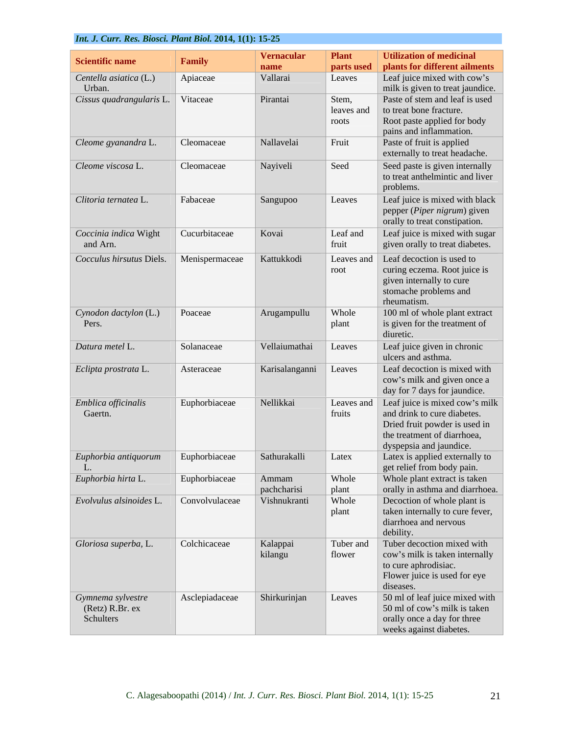| Scientific name | Family | Vernacular name | Plant parts used | Utilization of medicinal plants for different ailments |
|---|---|---|---|---|
| *Centella asiatica* (L.) Urban. | Apiaceae | Vallarai | Leaves | Leaf juice mixed with cow's milk is given to treat jaundice. |
| *Cissus quadrangularis* L. | Vitaceae | Pirantai | Stem, leaves and roots | Paste of stem and leaf is used to treat bone fracture. Root paste applied for body pains and inflammation. |
| *Cleome gyanandra* L. | Cleomaceae | Nallavelai | Fruit | Paste of fruit is applied externally to treat headache. |
| *Cleome viscosa* L. | Cleomaceae | Nayiveli | Seed | Seed paste is given internally to treat anthelmintic and liver problems. |
| *Clitoria ternatea* L. | Fabaceae | Sangupoo | Leaves | Leaf juice is mixed with black pepper (*Piper nigrum*) given orally to treat constipation. |
| *Coccinia indica* Wight and Arn. | Cucurbitaceae | Kovai | Leaf and fruit | Leaf juice is mixed with sugar given orally to treat diabetes. |
| *Cocculus hirsutus* Diels. | Menispermaceae | Kattukkodi | Leaves and root | Leaf decoction is used to curing eczema. Root juice is given internally to cure stomache problems and rheumatism. |
| *Cynodon dactylon* (L.) Pers. | Poaceae | Arugampullu | Whole plant | 100 ml of whole plant extract is given for the treatment of diuretic. |
| *Datura metel* L. | Solanaceae | Vellaiumathai | Leaves | Leaf juice given in chronic ulcers and asthma. |
| *Eclipta prostrata* L. | Asteraceae | Karisalanganni | Leaves | Leaf decoction is mixed with cow's milk and given once a day for 7 days for jaundice. |
| *Emblica officinalis* Gaertn. | Euphorbiaceae | Nellikkai | Leaves and fruits | Leaf juice is mixed cow's milk and drink to cure diabetes. Dried fruit powder is used in the treatment of diarrhoea, dyspepsia and jaundice. |
| *Euphorbia antiquorum* L. | Euphorbiaceae | Sathurakalli | Latex | Latex is applied externally to get relief from body pain. |
| *Euphorbia hirta* L. | Euphorbiaceae | Ammam pachcharisi | Whole plant | Whole plant extract is taken orally in asthma and diarrhoea. |
| *Evolvulus alsinoides* L. | Convolvulaceae | Vishnukranti | Whole plant | Decoction of whole plant is taken internally to cure fever, diarrhoea and nervous debility. |
| *Gloriosa superba*, L. | Colchicaceae | Kalappai kilangu | Tuber and flower | Tuber decoction mixed with cow's milk is taken internally to cure aphrodisiac. Flower juice is used for eye diseases. |
| *Gymnema sylvestre* (Retz) R.Br. ex Schulters | Asclepiadaceae | Shirkurinjan | Leaves | 50 ml of leaf juice mixed with 50 ml of cow's milk is taken orally once a day for three weeks against diabetes. |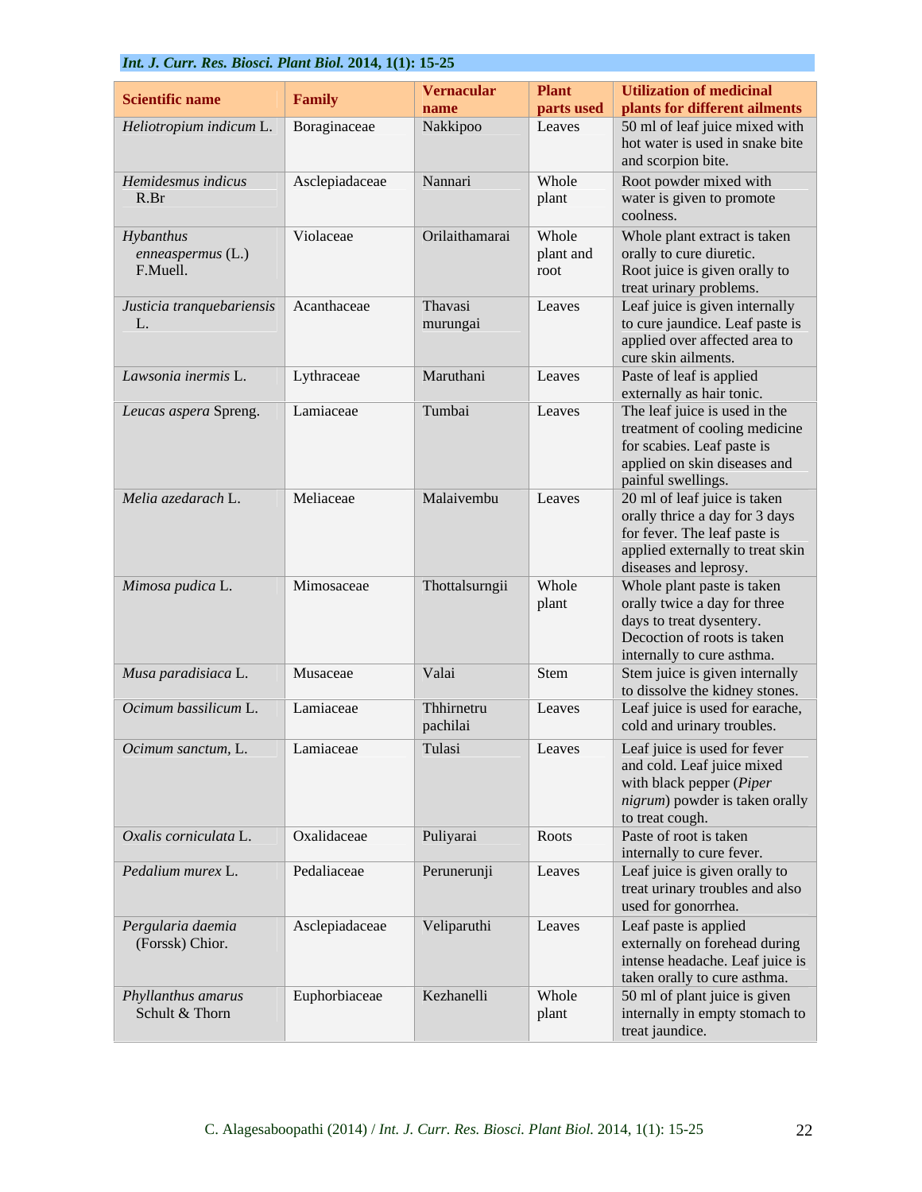| Scientific name | Family | Vernacular name | Plant parts used | Utilization of medicinal plants for different ailments |
|---|---|---|---|---|
| *Heliotropium indicum* L. | Boraginaceae | Nakkipoo | Leaves | 50 ml of leaf juice mixed with hot water is used in snake bite and scorpion bite. |
| *Hemidesmus indicus* R.Br | Asclepiadaceae | Nannari | Whole plant | Root powder mixed with water is given to promote coolness. |
| *Hybanthus enneaspermus* (L.) F.Muell. | Violaceae | Orilaithamarai | Whole plant and root | Whole plant extract is taken orally to cure diuretic. Root juice is given orally to treat urinary problems. |
| *Justicia tranquebariensis* L. | Acanthaceae | Thavasi murungai | Leaves | Leaf juice is given internally to cure jaundice. Leaf paste is applied over affected area to cure skin ailments. |
| *Lawsonia inermis* L. | Lythraceae | Maruthani | Leaves | Paste of leaf is applied externally as hair tonic. |
| *Leucas aspera* Spreng. | Lamiaceae | Tumbai | Leaves | The leaf juice is used in the treatment of cooling medicine for scabies. Leaf paste is applied on skin diseases and painful swellings. |
| *Melia azedarach* L. | Meliaceae | Malaivembu | Leaves | 20 ml of leaf juice is taken orally thrice a day for 3 days for fever. The leaf paste is applied externally to treat skin diseases and leprosy. |
| *Mimosa pudica* L. | Mimosaceae | Thottalsurngii | Whole plant | Whole plant paste is taken orally twice a day for three days to treat dysentery. Decoction of roots is taken internally to cure asthma. |
| *Musa paradisiaca* L. | Musaceae | Valai | Stem | Stem juice is given internally to dissolve the kidney stones. |
| *Ocimum bassilicum* L. | Lamiaceae | Thhirnetru pachilai | Leaves | Leaf juice is used for earache, cold and urinary troubles. |
| *Ocimum sanctum*, L. | Lamiaceae | Tulasi | Leaves | Leaf juice is used for fever and cold. Leaf juice mixed with black pepper (*Piper nigrum*) powder is taken orally to treat cough. |
| *Oxalis corniculata* L. | Oxalidaceae | Puliyarai | Roots | Paste of root is taken internally to cure fever. |
| *Pedalium murex* L. | Pedaliaceae | Perunerunji | Leaves | Leaf juice is given orally to treat urinary troubles and also used for gonorrhea. |
| *Pergularia daemia* (Forssk) Chior. | Asclepiadaceae | Veliparuthi | Leaves | Leaf paste is applied externally on forehead during intense headache. Leaf juice is taken orally to cure asthma. |
| *Phyllanthus amarus* Schult & Thorn | Euphorbiaceae | Kezhanelli | Whole plant | 50 ml of plant juice is given internally in empty stomach to treat jaundice. |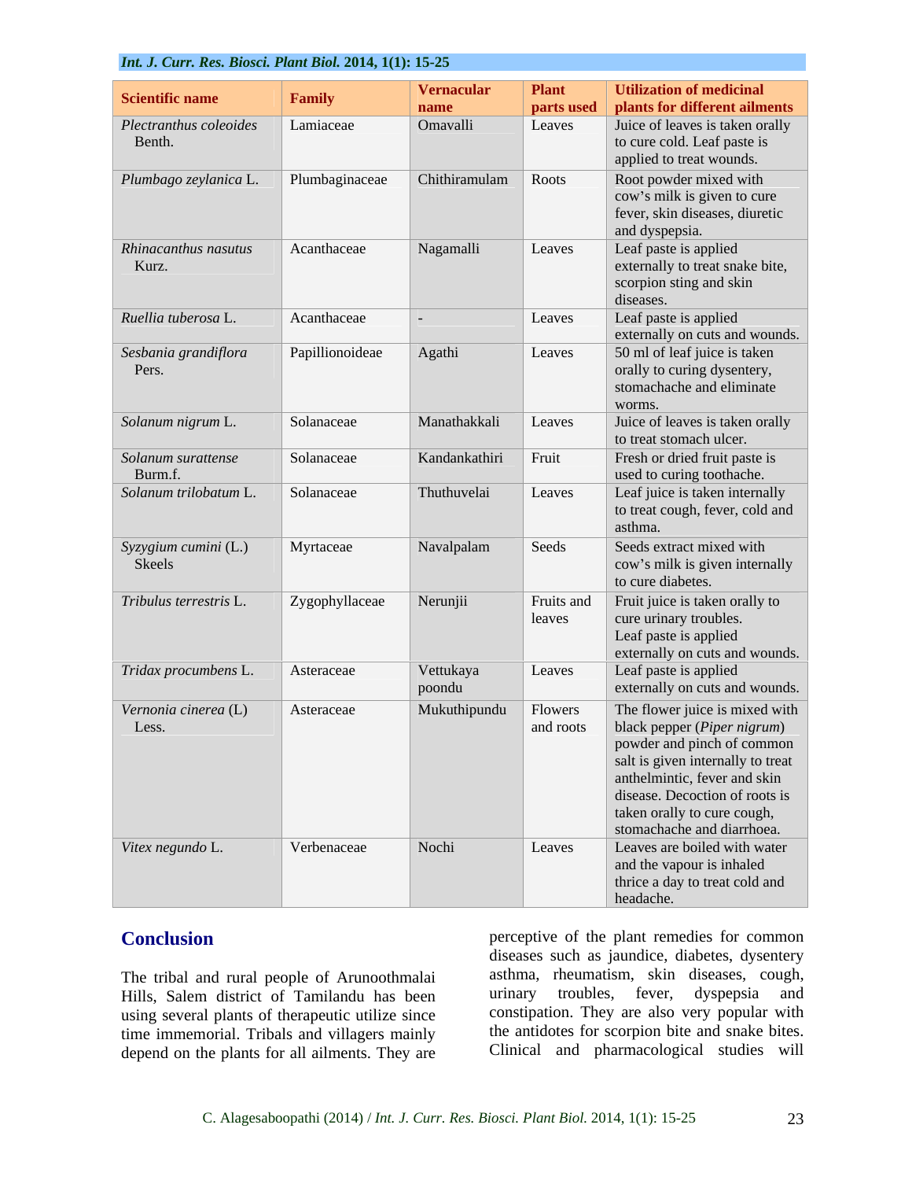| Scientific name | Family | Vernacular name | Plant parts used | Utilization of medicinal plants for different ailments |
|---|---|---|---|---|
| *Plectranthus coleoides* Benth. | Lamiaceae | Omavalli | Leaves | Juice of leaves is taken orally to cure cold. Leaf paste is applied to treat wounds. |
| *Plumbago zeylanica* L. | Plumbaginaceae | Chithiramulam | Roots | Root powder mixed with cow's milk is given to cure fever, skin diseases, diuretic and dyspepsia. |
| *Rhinacanthus nasutus* Kurz. | Acanthaceae | Nagamalli | Leaves | Leaf paste is applied externally to treat snake bite, scorpion sting and skin diseases. |
| *Ruellia tuberosa* L. | Acanthaceae | - | Leaves | Leaf paste is applied externally on cuts and wounds. |
| *Sesbania grandiflora* Pers. | Papillionoideae | Agathi | Leaves | 50 ml of leaf juice is taken orally to curing dysentery, stomachache and eliminate worms. |
| *Solanum nigrum* L. | Solanaceae | Manathakkali | Leaves | Juice of leaves is taken orally to treat stomach ulcer. |
| *Solanum surattense* Burm.f. | Solanaceae | Kandankathiri | Fruit | Fresh or dried fruit paste is used to curing toothache. |
| *Solanum trilobatum* L. | Solanaceae | Thuthuvelai | Leaves | Leaf juice is taken internally to treat cough, fever, cold and asthma. |
| *Syzygium cumini* (L.) Skeels | Myrtaceae | Navalpalam | Seeds | Seeds extract mixed with cow's milk is given internally to cure diabetes. |
| *Tribulus terrestris* L. | Zygophyllaceae | Nerunjii | Fruits and leaves | Fruit juice is taken orally to cure urinary troubles. Leaf paste is applied externally on cuts and wounds. |
| *Tridax procumbens* L. | Asteraceae | Vettukaya poondu | Leaves | Leaf paste is applied externally on cuts and wounds. |
| *Vernonia cinerea* (L) Less. | Asteraceae | Mukuthipundu | Flowers and roots | The flower juice is mixed with black pepper (*Piper nigrum*) powder and pinch of common salt is given internally to treat anthelmintic, fever and skin disease. Decoction of roots is taken orally to cure cough, stomachache and diarrhoea. |
| *Vitex negundo* L. | Verbenaceae | Nochi | Leaves | Leaves are boiled with water and the vapour is inhaled thrice a day to treat cold and headache. |

## Conclusion

The tribal and rural people of Arunoothmalai Hills, Salem district of Tamilandu has been using several plants of therapeutic utilize since time immemorial. Tribals and villagers mainly depend on the plants for all ailments. They are perceptive of the plant remedies for common diseases such as jaundice, diabetes, dysentery asthma, rheumatism, skin diseases, cough, urinary troubles, fever, dyspepsia and constipation. They are also very popular with the antidotes for scorpion bite and snake bites. Clinical and pharmacological studies will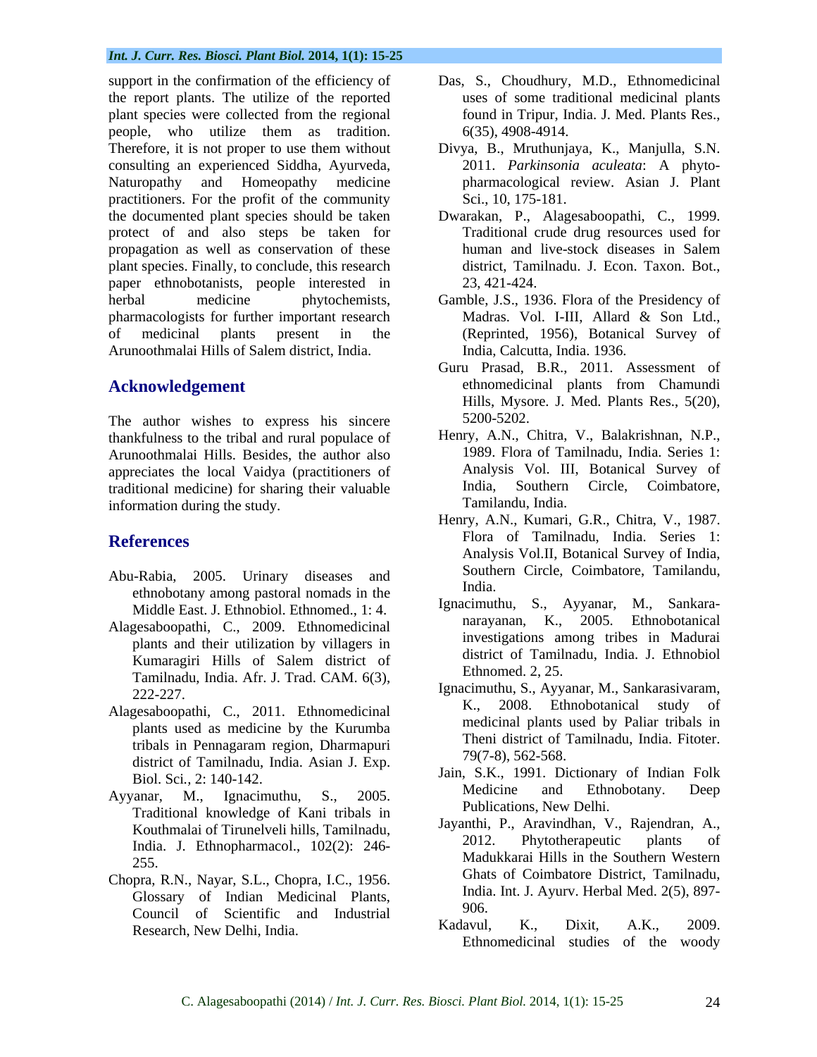support in the confirmation of the efficiency of the report plants. The utilize of the reported plant species were collected from the regional people, who utilize them as tradition. Therefore, it is not proper to use them without consulting an experienced Siddha, Ayurveda, Naturopathy and Homeopathy medicine practitioners. For the profit of the community the documented plant species should be taken protect of and also steps be taken for propagation as well as conservation of these plant species. Finally, to conclude, this research paper ethnobotanists, people interested in herbal medicine phytochemists, pharmacologists for further important research of medicinal plants present in the Arunoothmalai Hills of Salem district, India.

## Acknowledgement

The author wishes to express his sincere thankfulness to the tribal and rural populace of Arunoothmalai Hills. Besides, the author also appreciates the local Vaidya (practitioners of traditional medicine) for sharing their valuable information during the study.

## References

Abu-Rabia, 2005. Urinary diseases and ethnobotany among pastoral nomads in the Middle East. J. Ethnobiol. Ethnomed., 1: 4.

Alagesaboopathi, C., 2009. Ethnomedicinal plants and their utilization by villagers in Kumaragiri Hills of Salem district of Tamilnadu, India. Afr. J. Trad. CAM. 6(3), 222-227.

Alagesaboopathi, C., 2011. Ethnomedicinal plants used as medicine by the Kurumba tribals in Pennagaram region, Dharmapuri district of Tamilnadu, India. Asian J. Exp. Biol. Sci., 2: 140-142.

Ayyanar, M., Ignacimuthu, S., 2005. Traditional knowledge of Kani tribals in Kouthmalai of Tirunelveli hills, Tamilnadu, India. J. Ethnopharmacol., 102(2): 246-255.

Chopra, R.N., Nayar, S.L., Chopra, I.C., 1956. Glossary of Indian Medicinal Plants, Council of Scientific and Industrial Research, New Delhi, India.

Das, S., Choudhury, M.D., Ethnomedicinal uses of some traditional medicinal plants found in Tripur, India. J. Med. Plants Res., 6(35), 4908-4914.

Divya, B., Mruthunjaya, K., Manjulla, S.N. 2011. *Parkinsonia aculeata*: A phyto-pharmacological review. Asian J. Plant Sci., 10, 175-181.

Dwarakan, P., Alagesaboopathi, C., 1999. Traditional crude drug resources used for human and live-stock diseases in Salem district, Tamilnadu. J. Econ. Taxon. Bot., 23, 421-424.

Gamble, J.S., 1936. Flora of the Presidency of Madras. Vol. I-III, Allard & Son Ltd., (Reprinted, 1956), Botanical Survey of India, Calcutta, India. 1936.

Guru Prasad, B.R., 2011. Assessment of ethnomedicinal plants from Chamundi Hills, Mysore. J. Med. Plants Res., 5(20), 5200-5202.

Henry, A.N., Chitra, V., Balakrishnan, N.P., 1989. Flora of Tamilnadu, India. Series 1: Analysis Vol. III, Botanical Survey of India, Southern Circle, Coimbatore, Tamilandu, India.

Henry, A.N., Kumari, G.R., Chitra, V., 1987. Flora of Tamilnadu, India. Series 1: Analysis Vol.II, Botanical Survey of India, Southern Circle, Coimbatore, Tamilandu, India.

Ignacimuthu, S., Ayyanar, M., Sankara-narayanan, K., 2005. Ethnobotanical investigations among tribes in Madurai district of Tamilnadu, India. J. Ethnobiol Ethnomed. 2, 25.

Ignacimuthu, S., Ayyanar, M., Sankarasivaram, K., 2008. Ethnobotanical study of medicinal plants used by Paliar tribals in Theni district of Tamilnadu, India. Fitoter. 79(7-8), 562-568.

Jain, S.K., 1991. Dictionary of Indian Folk Medicine and Ethnobotany. Deep Publications, New Delhi.

Jayanthi, P., Aravindhan, V., Rajendran, A., 2012. Phytotherapeutic plants of Madukkarai Hills in the Southern Western Ghats of Coimbatore District, Tamilnadu, India. Int. J. Ayurv. Herbal Med. 2(5), 897-906.

Kadavul, K., Dixit, A.K., 2009. Ethnomedicinal studies of the woody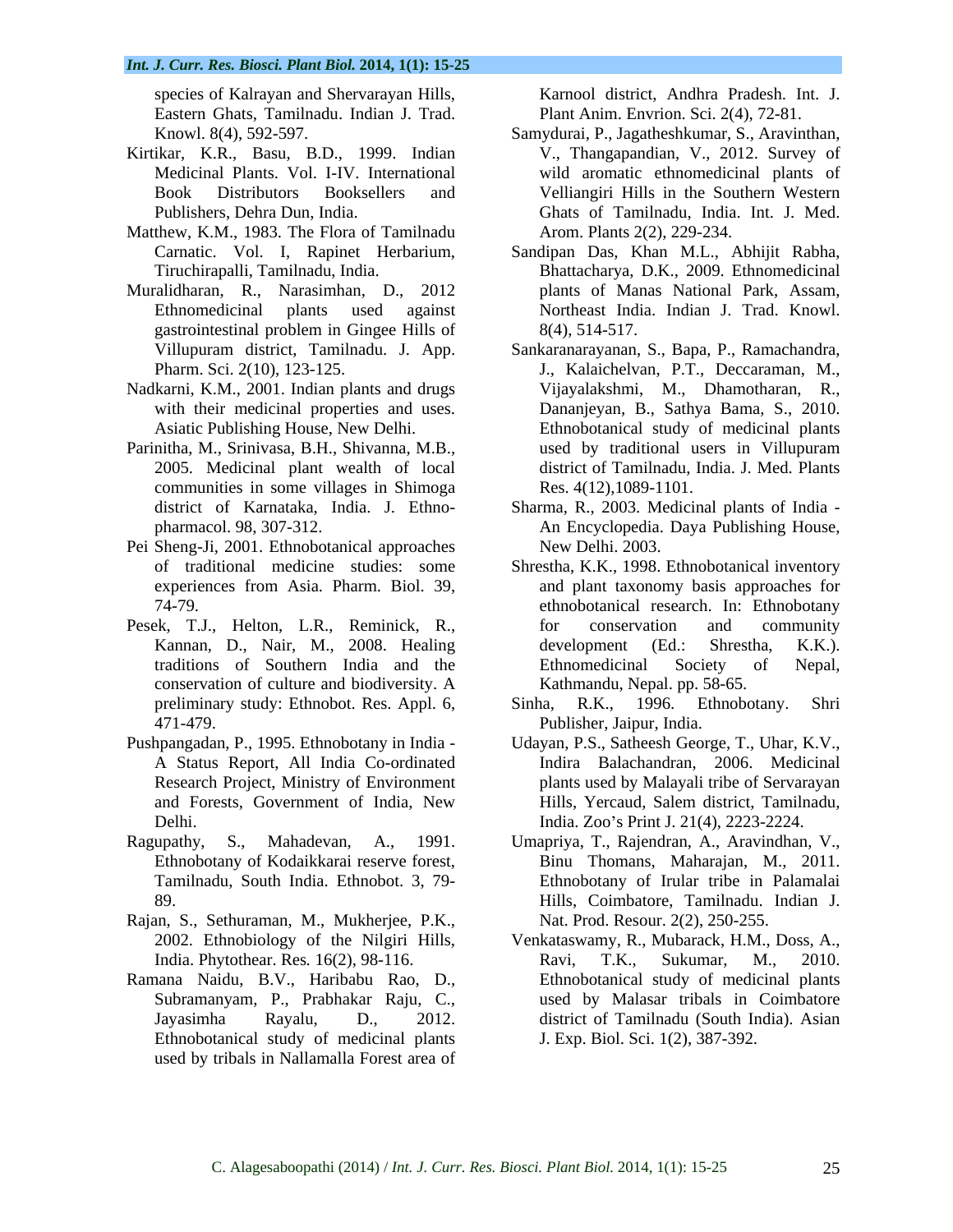species of Kalrayan and Shervarayan Hills, Eastern Ghats, Tamilnadu. Indian J. Trad. Knowl. 8(4), 592-597.

Kirtikar, K.R., Basu, B.D., 1999. Indian Medicinal Plants. Vol. I-IV. International Book Distributors Booksellers and Publishers, Dehra Dun, India.

Matthew, K.M., 1983. The Flora of Tamilnadu Carnatic. Vol. I, Rapinet Herbarium, Tiruchirapalli, Tamilnadu, India.

Muralidharan, R., Narasimhan, D., 2012 Ethnomedicinal plants used against gastrointestinal problem in Gingee Hills of Villupuram district, Tamilnadu. J. App. Pharm. Sci. 2(10), 123-125.

Nadkarni, K.M., 2001. Indian plants and drugs with their medicinal properties and uses. Asiatic Publishing House, New Delhi.

Parinitha, M., Srinivasa, B.H., Shivanna, M.B., 2005. Medicinal plant wealth of local communities in some villages in Shimoga district of Karnataka, India. J. Ethno-pharmacol. 98, 307-312.

Pei Sheng-Ji, 2001. Ethnobotanical approaches of traditional medicine studies: some experiences from Asia. Pharm. Biol. 39, 74-79.

Pesek, T.J., Helton, L.R., Reminick, R., Kannan, D., Nair, M., 2008. Healing traditions of Southern India and the conservation of culture and biodiversity. A preliminary study: Ethnobot. Res. Appl. 6, 471-479.

Pushpangadan, P., 1995. Ethnobotany in India - A Status Report, All India Co-ordinated Research Project, Ministry of Environment and Forests, Government of India, New Delhi.

Ragupathy, S., Mahadevan, A., 1991. Ethnobotany of Kodaikkarai reserve forest, Tamilnadu, South India. Ethnobot. 3, 79-89.

Rajan, S., Sethuraman, M., Mukherjee, P.K., 2002. Ethnobiology of the Nilgiri Hills, India. Phytothear. Res. 16(2), 98-116.

Ramana Naidu, B.V., Haribabu Rao, D., Subramanyam, P., Prabhakar Raju, C., Jayasimha Rayalu, D., 2012. Ethnobotanical study of medicinal plants used by tribals in Nallamalla Forest area of Karnool district, Andhra Pradesh. Int. J. Plant Anim. Envrion. Sci. 2(4), 72-81.

Samydurai, P., Jagatheshkumar, S., Aravinthan, V., Thangapandian, V., 2012. Survey of wild aromatic ethnomedicinal plants of Velliangiri Hills in the Southern Western Ghats of Tamilnadu, India. Int. J. Med. Arom. Plants 2(2), 229-234.

Sandipan Das, Khan M.L., Abhijit Rabha, Bhattacharya, D.K., 2009. Ethnomedicinal plants of Manas National Park, Assam, Northeast India. Indian J. Trad. Knowl. 8(4), 514-517.

Sankaranarayanan, S., Bapa, P., Ramachandra, J., Kalaichelvan, P.T., Deccaraman, M., Vijayalakshmi, M., Dhamotharan, R., Dananjeyan, B., Sathya Bama, S., 2010. Ethnobotanical study of medicinal plants used by traditional users in Villupuram district of Tamilnadu, India. J. Med. Plants Res. 4(12),1089-1101.

Sharma, R., 2003. Medicinal plants of India - An Encyclopedia. Daya Publishing House, New Delhi. 2003.

Shrestha, K.K., 1998. Ethnobotanical inventory and plant taxonomy basis approaches for ethnobotanical research. In: Ethnobotany for conservation and community development (Ed.: Shrestha, K.K.). Ethnomedicinal Society of Nepal, Kathmandu, Nepal. pp. 58-65.

Sinha, R.K., 1996. Ethnobotany. Shri Publisher, Jaipur, India.

Udayan, P.S., Satheesh George, T., Uhar, K.V., Indira Balachandran, 2006. Medicinal plants used by Malayali tribe of Servarayan Hills, Yercaud, Salem district, Tamilnadu, India. Zoo's Print J. 21(4), 2223-2224.

Umapriya, T., Rajendran, A., Aravindhan, V., Binu Thomans, Maharajan, M., 2011. Ethnobotany of Irular tribe in Palamalai Hills, Coimbatore, Tamilnadu. Indian J. Nat. Prod. Resour. 2(2), 250-255.

Venkataswamy, R., Mubarack, H.M., Doss, A., Ravi, T.K., Sukumar, M., 2010. Ethnobotanical study of medicinal plants used by Malasar tribals in Coimbatore district of Tamilnadu (South India). Asian J. Exp. Biol. Sci. 1(2), 387-392.